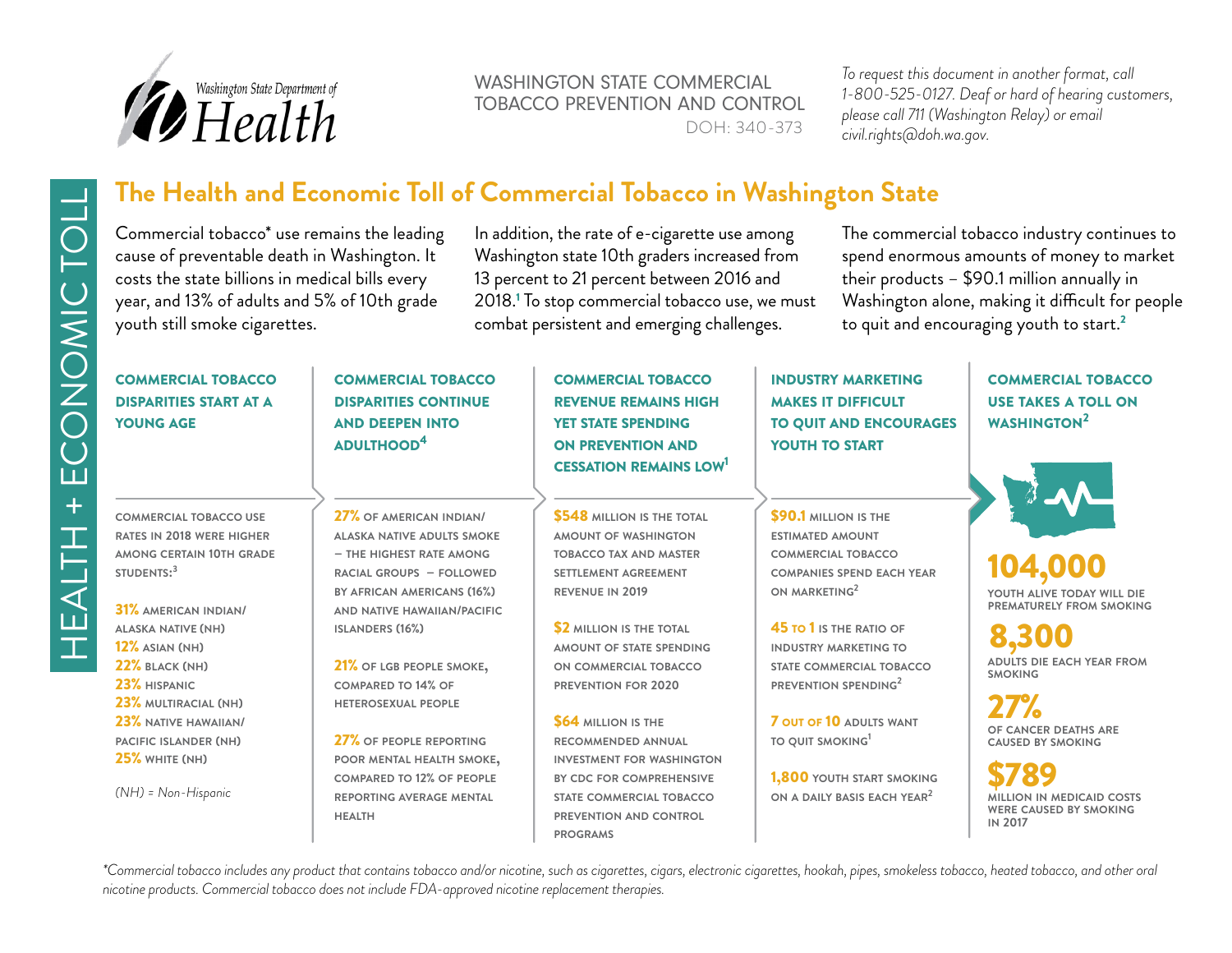Washington State Department of Health

WASHINGTON STATE COMMERCIAL TOBACCO PREVENTION AND CONTROL
DOH: 340-373

*To request this document in another format, call 1-800-525-0127. Deaf or hard of hearing customers, please call 711 (Washington Relay) or email civil.rights@doh.wa.gov.*

HEALTH + ECONOMIC TOLL

# The Health and Economic Toll of Commercial Tobacco in Washington State

Commercial tobacco* use remains the leading cause of preventable death in Washington. It costs the state billions in medical bills every year, and 13% of adults and 5% of 10th grade youth still smoke cigarettes.

In addition, the rate of e-cigarette use among Washington state 10th graders increased from 13 percent to 21 percent between 2016 and 2018.[1] To stop commercial tobacco use, we must combat persistent and emerging challenges.

The commercial tobacco industry continues to spend enormous amounts of money to market their products – $90.1 million annually in Washington alone, making it difficult for people to quit and encouraging youth to start.[2]

## COMMERCIAL TOBACCO DISPARITIES START AT A YOUNG AGE

COMMERCIAL TOBACCO USE RATES IN 2018 WERE HIGHER AMONG CERTAIN 10TH GRADE STUDENTS:[3]

- **31%** AMERICAN INDIAN/ALASKA NATIVE (NH)
- **12%** ASIAN (NH)
- **22%** BLACK (NH)
- **23%** HISPANIC
- **23%** MULTIRACIAL (NH)
- **23%** NATIVE HAWAIIAN/PACIFIC ISLANDER (NH)
- **25%** WHITE (NH)

*(NH) = Non-Hispanic*

## COMMERCIAL TOBACCO DISPARITIES CONTINUE AND DEEPEN INTO ADULTHOOD[4]

**27%** OF AMERICAN INDIAN/ALASKA NATIVE ADULTS SMOKE – THE HIGHEST RATE AMONG RACIAL GROUPS – FOLLOWED BY AFRICAN AMERICANS (16%) AND NATIVE HAWAIIAN/PACIFIC ISLANDERS (16%)

**21%** OF LGB PEOPLE SMOKE, COMPARED TO 14% OF HETEROSEXUAL PEOPLE

**27%** OF PEOPLE REPORTING POOR MENTAL HEALTH SMOKE, COMPARED TO 12% OF PEOPLE REPORTING AVERAGE MENTAL HEALTH

## COMMERCIAL TOBACCO REVENUE REMAINS HIGH YET STATE SPENDING ON PREVENTION AND CESSATION REMAINS LOW[1]

**$548** MILLION IS THE TOTAL AMOUNT OF WASHINGTON TOBACCO TAX AND MASTER SETTLEMENT AGREEMENT REVENUE IN 2019

**$2** MILLION IS THE TOTAL AMOUNT OF STATE SPENDING ON COMMERCIAL TOBACCO PREVENTION FOR 2020

**$64** MILLION IS THE RECOMMENDED ANNUAL INVESTMENT FOR WASHINGTON BY CDC FOR COMPREHENSIVE STATE COMMERCIAL TOBACCO PREVENTION AND CONTROL PROGRAMS

## INDUSTRY MARKETING MAKES IT DIFFICULT TO QUIT AND ENCOURAGES YOUTH TO START

**$90.1** MILLION IS THE ESTIMATED AMOUNT COMMERCIAL TOBACCO COMPANIES SPEND EACH YEAR ON MARKETING[2]

**45 TO 1** IS THE RATIO OF INDUSTRY MARKETING TO STATE COMMERCIAL TOBACCO PREVENTION SPENDING[2]

**7 OUT OF 10** ADULTS WANT TO QUIT SMOKING[1]

**1,800** YOUTH START SMOKING ON A DAILY BASIS EACH YEAR[2]

## COMMERCIAL TOBACCO USE TAKES A TOLL ON WASHINGTON[2]

**104,000** YOUTH ALIVE TODAY WILL DIE PREMATURELY FROM SMOKING

**8,300** ADULTS DIE EACH YEAR FROM SMOKING

**27%** OF CANCER DEATHS ARE CAUSED BY SMOKING

**$789** MILLION IN MEDICAID COSTS WERE CAUSED BY SMOKING IN 2017

*\*Commercial tobacco includes any product that contains tobacco and/or nicotine, such as cigarettes, cigars, electronic cigarettes, hookah, pipes, smokeless tobacco, heated tobacco, and other oral nicotine products. Commercial tobacco does not include FDA-approved nicotine replacement therapies.*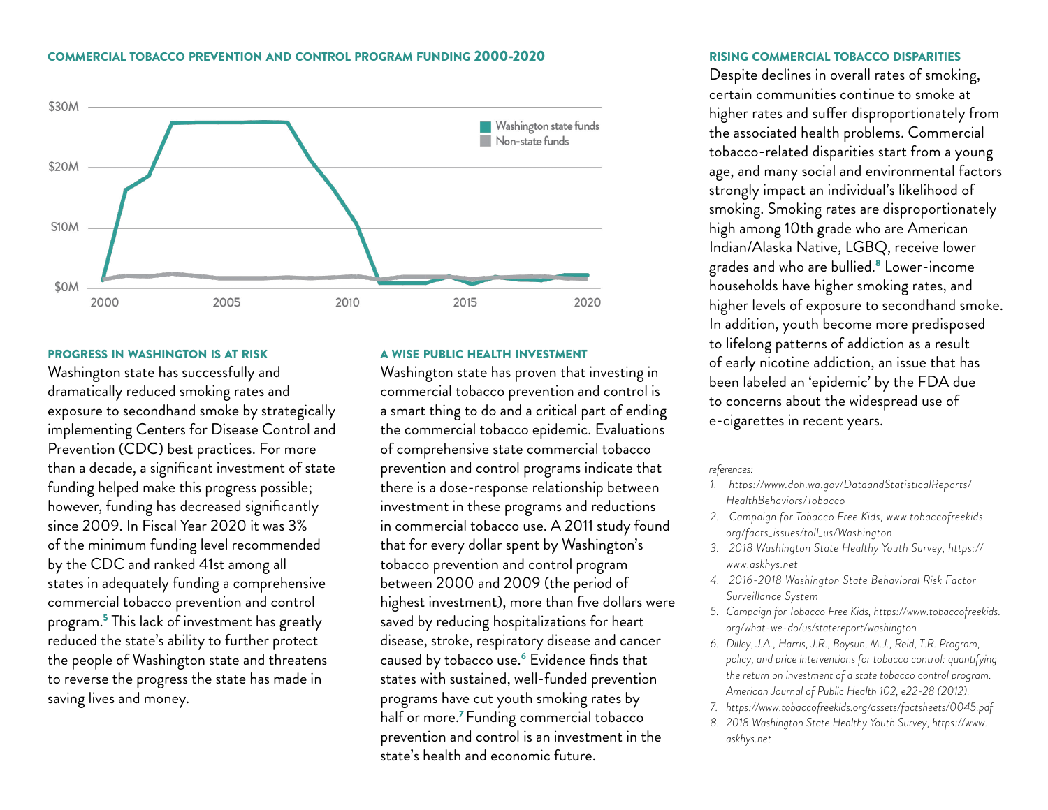### COMMERCIAL TOBACCO PREVENTION AND CONTROL PROGRAM FUNDING 2000-2020

$30M
$20M
$10M
$0M
2000
2005
2010
2015
2020
Washington state funds
Non-state funds

### PROGRESS IN WASHINGTON IS AT RISK

Washington state has successfully and dramatically reduced smoking rates and exposure to secondhand smoke by strategically implementing Centers for Disease Control and Prevention (CDC) best practices. For more than a decade, a significant investment of state funding helped make this progress possible; however, funding has decreased significantly since 2009. In Fiscal Year 2020 it was 3% of the minimum funding level recommended by the CDC and ranked 41st among all states in adequately funding a comprehensive commercial tobacco prevention and control program.[5] This lack of investment has greatly reduced the state's ability to further protect the people of Washington state and threatens to reverse the progress the state has made in saving lives and money.

### A WISE PUBLIC HEALTH INVESTMENT

Washington state has proven that investing in commercial tobacco prevention and control is a smart thing to do and a critical part of ending the commercial tobacco epidemic. Evaluations of comprehensive state commercial tobacco prevention and control programs indicate that there is a dose-response relationship between investment in these programs and reductions in commercial tobacco use. A 2011 study found that for every dollar spent by Washington's tobacco prevention and control program between 2000 and 2009 (the period of highest investment), more than five dollars were saved by reducing hospitalizations for heart disease, stroke, respiratory disease and cancer caused by tobacco use.[6] Evidence finds that states with sustained, well-funded prevention programs have cut youth smoking rates by half or more.[7] Funding commercial tobacco prevention and control is an investment in the state's health and economic future.

### RISING COMMERCIAL TOBACCO DISPARITIES

Despite declines in overall rates of smoking, certain communities continue to smoke at higher rates and suffer disproportionately from the associated health problems. Commercial tobacco-related disparities start from a young age, and many social and environmental factors strongly impact an individual's likelihood of smoking. Smoking rates are disproportionately high among 10th grade who are American Indian/Alaska Native, LGBQ, receive lower grades and who are bullied.[8] Lower-income households have higher smoking rates, and higher levels of exposure to secondhand smoke. In addition, youth become more predisposed to lifelong patterns of addiction as a result of early nicotine addiction, an issue that has been labeled an 'epidemic' by the FDA due to concerns about the widespread use of e-cigarettes in recent years.

*references:*

1. *https://www.doh.wa.gov/DataandStatisticalReports/HealthBehaviors/Tobacco*
2. *Campaign for Tobacco Free Kids, www.tobaccofreekids.org/facts_issues/toll_us/Washington*
3. *2018 Washington State Healthy Youth Survey, https://www.askhys.net*
4. *2016-2018 Washington State Behavioral Risk Factor Surveillance System*
5. *Campaign for Tobacco Free Kids, https://www.tobaccofreekids.org/what-we-do/us/statereport/washington*
6. *Dilley, J.A., Harris, J.R., Boysun, M.J., Reid, T.R. Program, policy, and price interventions for tobacco control: quantifying the return on investment of a state tobacco control program. American Journal of Public Health 102, e22-28 (2012).*
7. *https://www.tobaccofreekids.org/assets/factsheets/0045.pdf*
8. *2018 Washington State Healthy Youth Survey, https://www.askhys.net*